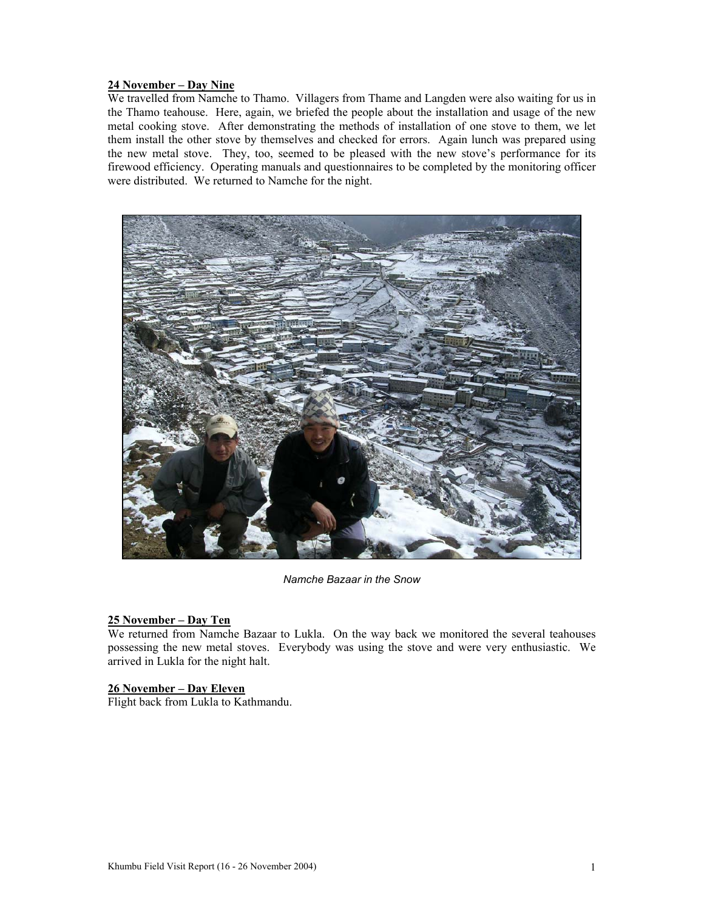**24 November – Day Nine**

We travelled from Namche to Thamo. Villagers from Thame and Langden were also waiting for us in the Thamo teahouse. Here, again, we briefed the people about the installation and usage of the new metal cooking stove. After demonstrating the methods of installation of one stove to them, we let them install the other stove by themselves and checked for errors. Again lunch was prepared using the new metal stove. They, too, seemed to be pleased with the new stove's performance for its firewood efficiency. Operating manuals and questionnaires to be completed by the monitoring officer were distributed. We returned to Namche for the night.

*Namche Bazaar in the Snow*

**25 November – Day Ten**

We returned from Namche Bazaar to Lukla. On the way back we monitored the several teahouses possessing the new metal stoves. Everybody was using the stove and were very enthusiastic. We arrived in Lukla for the night halt.

**26 November – Day Eleven**

Flight back from Lukla to Kathmandu.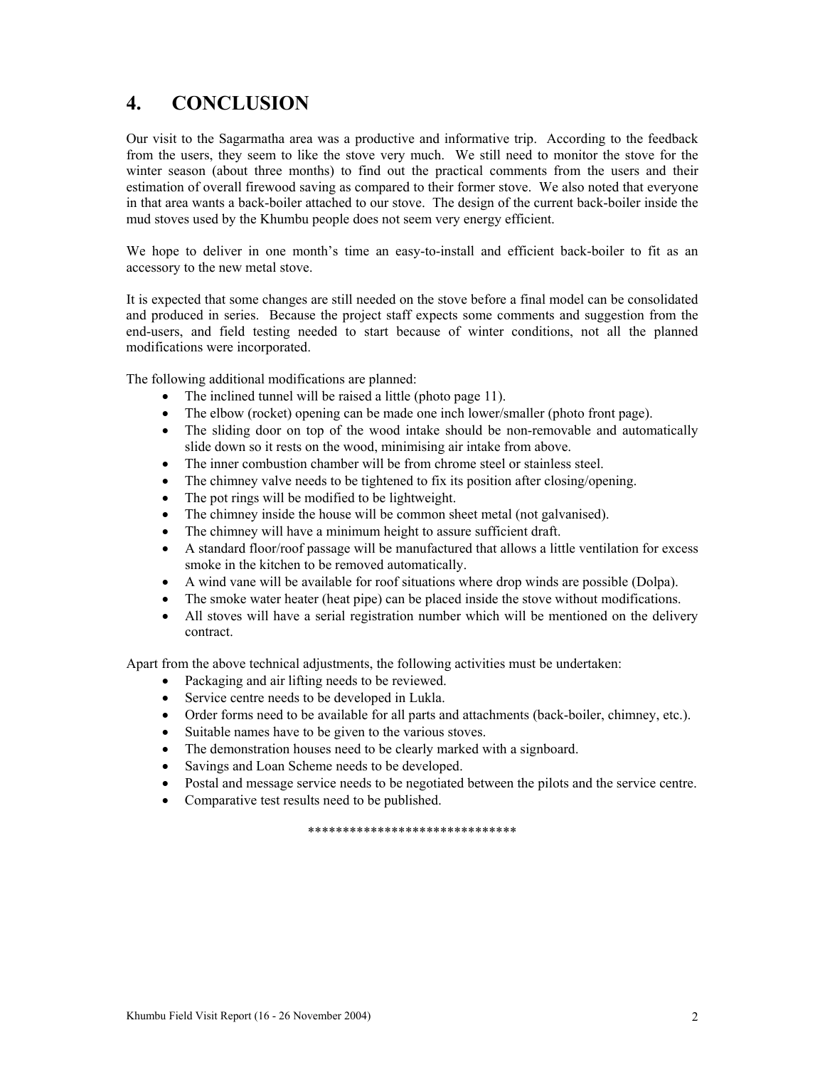# 4. CONCLUSION

Our visit to the Sagarmatha area was a productive and informative trip. According to the feedback from the users, they seem to like the stove very much. We still need to monitor the stove for the winter season (about three months) to find out the practical comments from the users and their estimation of overall firewood saving as compared to their former stove. We also noted that everyone in that area wants a back-boiler attached to our stove. The design of the current back-boiler inside the mud stoves used by the Khumbu people does not seem very energy efficient.

We hope to deliver in one month's time an easy-to-install and efficient back-boiler to fit as an accessory to the new metal stove.

It is expected that some changes are still needed on the stove before a final model can be consolidated and produced in series. Because the project staff expects some comments and suggestion from the end-users, and field testing needed to start because of winter conditions, not all the planned modifications were incorporated.

The following additional modifications are planned:

- The inclined tunnel will be raised a little (photo page 11).
- The elbow (rocket) opening can be made one inch lower/smaller (photo front page).
- The sliding door on top of the wood intake should be non-removable and automatically slide down so it rests on the wood, minimising air intake from above.
- The inner combustion chamber will be from chrome steel or stainless steel.
- The chimney valve needs to be tightened to fix its position after closing/opening.
- The pot rings will be modified to be lightweight.
- The chimney inside the house will be common sheet metal (not galvanised).
- The chimney will have a minimum height to assure sufficient draft.
- A standard floor/roof passage will be manufactured that allows a little ventilation for excess smoke in the kitchen to be removed automatically.
- A wind vane will be available for roof situations where drop winds are possible (Dolpa).
- The smoke water heater (heat pipe) can be placed inside the stove without modifications.
- All stoves will have a serial registration number which will be mentioned on the delivery contract.

Apart from the above technical adjustments, the following activities must be undertaken:

- Packaging and air lifting needs to be reviewed.
- Service centre needs to be developed in Lukla.
- Order forms need to be available for all parts and attachments (back-boiler, chimney, etc.).
- Suitable names have to be given to the various stoves.
- The demonstration houses need to be clearly marked with a signboard.
- Savings and Loan Scheme needs to be developed.
- Postal and message service needs to be negotiated between the pilots and the service centre.
- Comparative test results need to be published.

******************************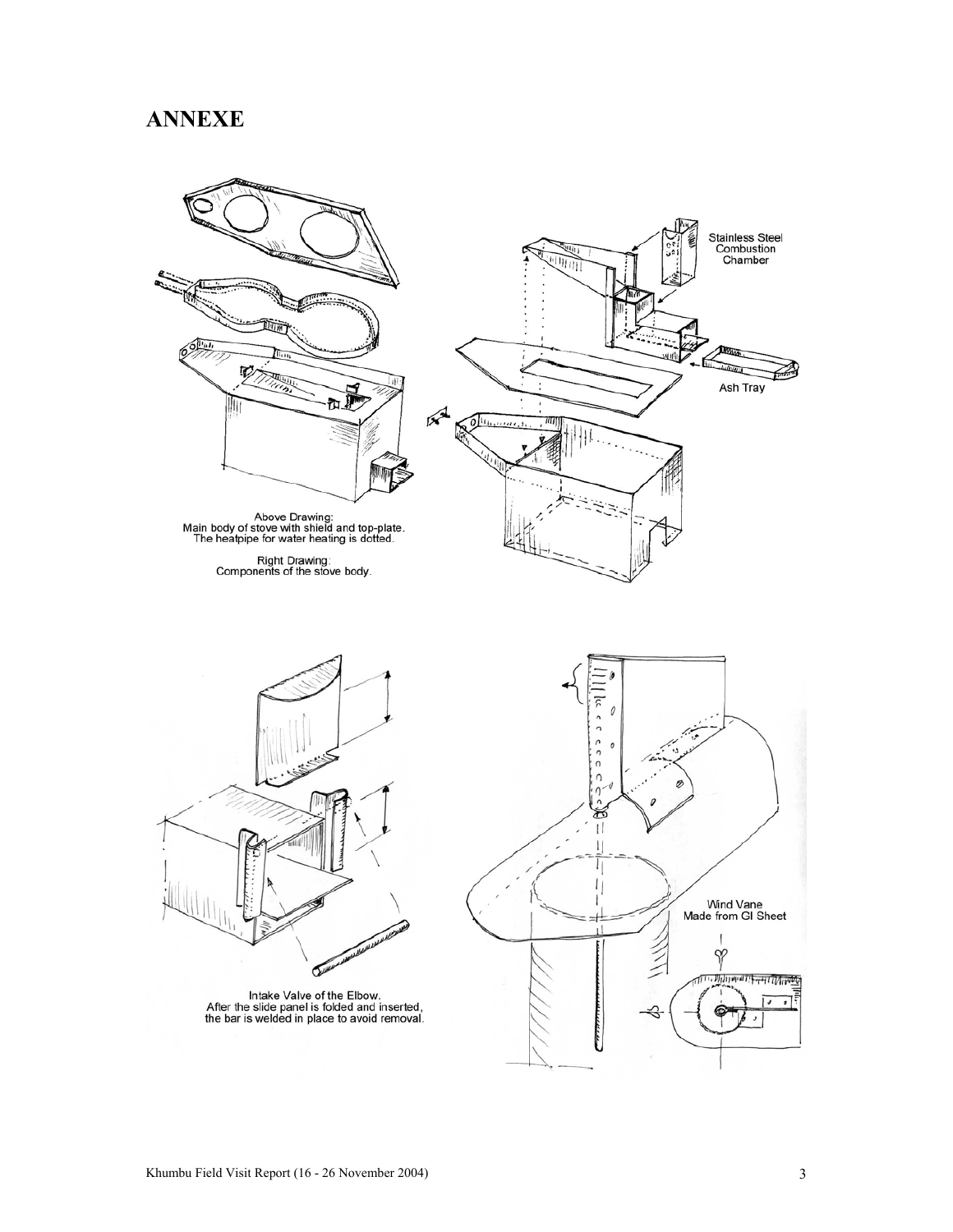# ANNEXE

Stainless Steel Combustion Chamber

Ash Tray

Above Drawing:
Main body of stove with shield and top-plate.
The heatpipe for water heating is dotted.

Right Drawing:
Components of the stove body.

Intake Valve of the Elbow.
After the slide panel is folded and inserted,
the bar is welded in place to avoid removal.

Wind Vane
Made from GI Sheet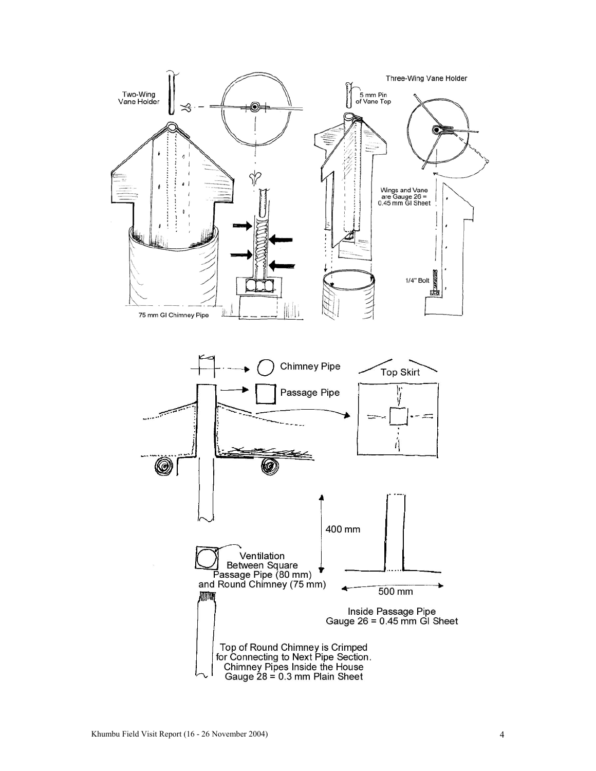Two-Wing Vane Holder

75 mm GI Chimney Pipe

Three-Wing Vane Holder

5 mm Pin of Vane Top

Wings and Vane are Gauge 26 = 0.45 mm GI Sheet

1/4" Bolt

Chimney Pipe

Passage Pipe

Top Skirt

400 mm

500 mm

Ventilation Between Square Passage Pipe (80 mm) and Round Chimney (75 mm)

Inside Passage Pipe
Gauge 26 = 0.45 mm GI Sheet

Top of Round Chimney is Crimped for Connecting to Next Pipe Section.
Chimney Pipes Inside the House
Gauge 28 = 0.3 mm Plain Sheet